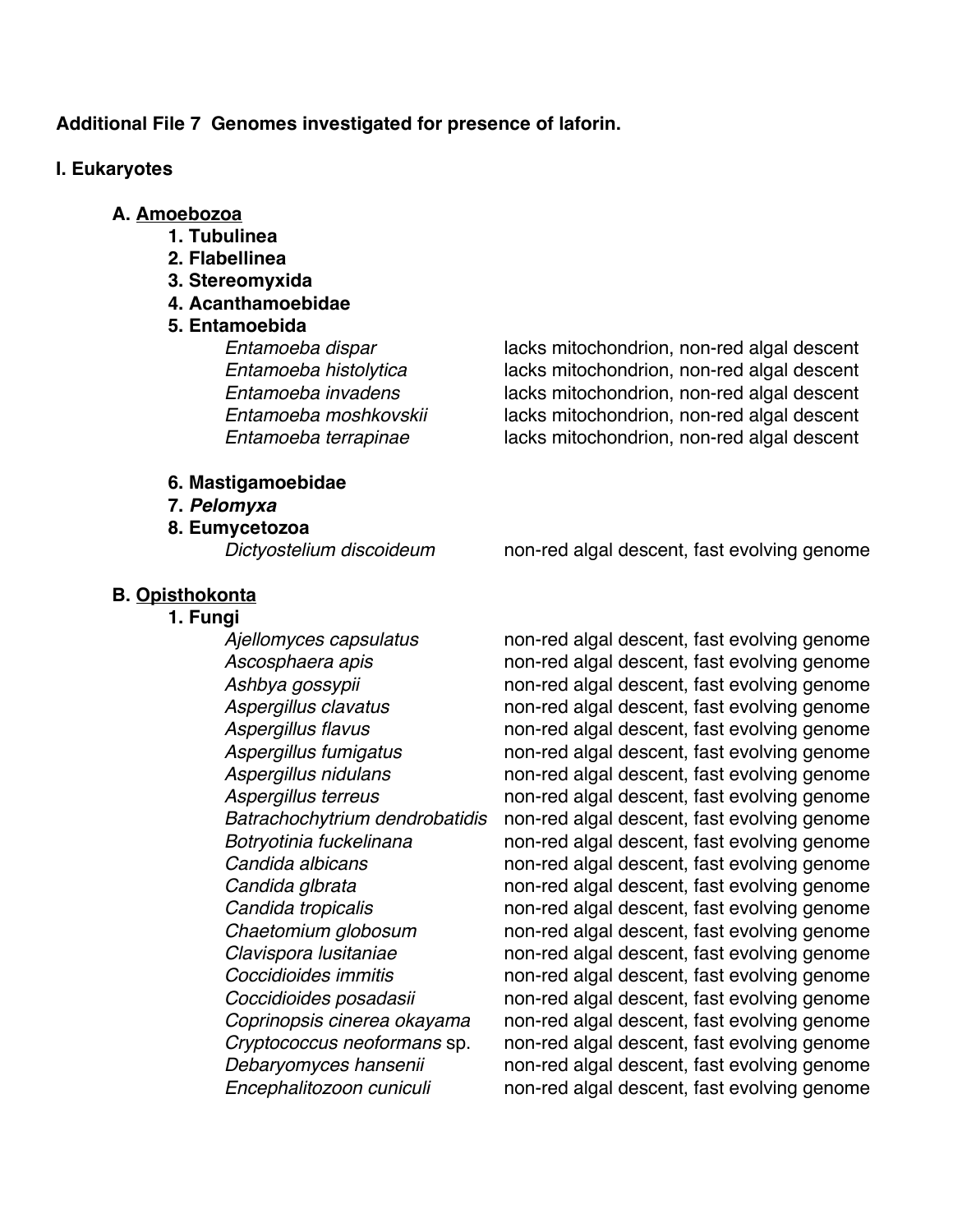**Additional File 7 Genomes investigated for presence of laforin.**

**I. Eukaryotes**

**A. Amoebozoa**

**1. Tubulinea**

**2. Flabellinea**

**3. Stereomyxida**

**4. Acanthamoebidae**

**5. Entamoebida**

| | |
|---|---|
| *Entamoeba dispar* | lacks mitochondrion, non-red algal descent |
| *Entamoeba histolytica* | lacks mitochondrion, non-red algal descent |
| *Entamoeba invadens* | lacks mitochondrion, non-red algal descent |
| *Entamoeba moshkovskii* | lacks mitochondrion, non-red algal descent |
| *Entamoeba terrapinae* | lacks mitochondrion, non-red algal descent |

**6. Mastigamoebidae**

**7. *Pelomyxa***

**8. Eumycetozoa**

| | |
|---|---|
| *Dictyostelium discoideum* | non-red algal descent, fast evolving genome |

**B. Opisthokonta**

**1. Fungi**

| | |
|---|---|
| *Ajellomyces capsulatus* | non-red algal descent, fast evolving genome |
| *Ascosphaera apis* | non-red algal descent, fast evolving genome |
| *Ashbya gossypii* | non-red algal descent, fast evolving genome |
| *Aspergillus clavatus* | non-red algal descent, fast evolving genome |
| *Aspergillus flavus* | non-red algal descent, fast evolving genome |
| *Aspergillus fumigatus* | non-red algal descent, fast evolving genome |
| *Aspergillus nidulans* | non-red algal descent, fast evolving genome |
| *Aspergillus terreus* | non-red algal descent, fast evolving genome |
| *Batrachochytrium dendrobatidis* | non-red algal descent, fast evolving genome |
| *Botryotinia fuckelinana* | non-red algal descent, fast evolving genome |
| *Candida albicans* | non-red algal descent, fast evolving genome |
| *Candida glbrata* | non-red algal descent, fast evolving genome |
| *Candida tropicalis* | non-red algal descent, fast evolving genome |
| *Chaetomium globosum* | non-red algal descent, fast evolving genome |
| *Clavispora lusitaniae* | non-red algal descent, fast evolving genome |
| *Coccidioides immitis* | non-red algal descent, fast evolving genome |
| *Coccidioides posadasii* | non-red algal descent, fast evolving genome |
| *Coprinopsis cinerea okayama* | non-red algal descent, fast evolving genome |
| *Cryptococcus neoformans* sp. | non-red algal descent, fast evolving genome |
| *Debaryomyces hansenii* | non-red algal descent, fast evolving genome |
| *Encephalitozoon cuniculi* | non-red algal descent, fast evolving genome |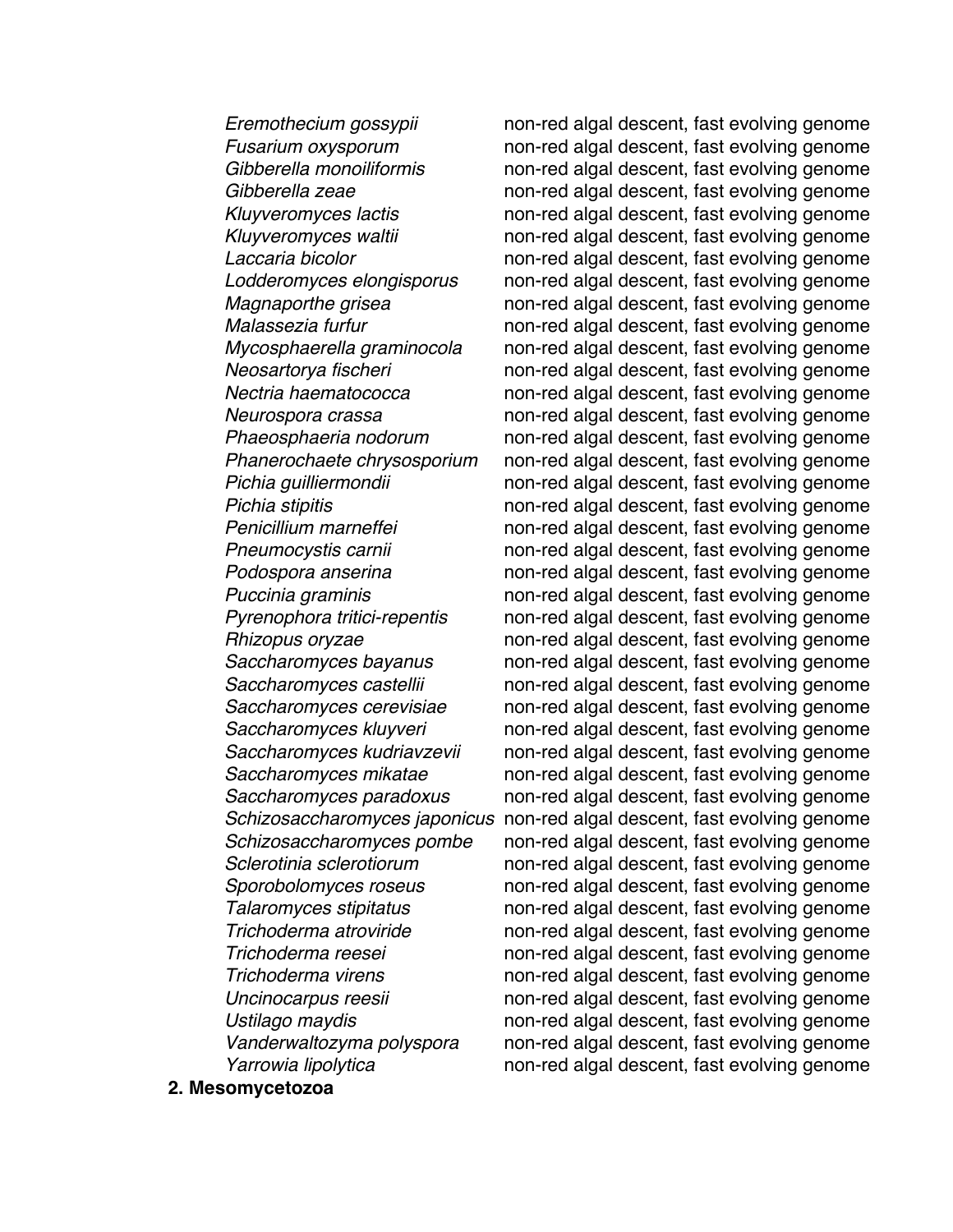| | |
|---|---|
| *Eremothecium gossypii* | non-red algal descent, fast evolving genome |
| *Fusarium oxysporum* | non-red algal descent, fast evolving genome |
| *Gibberella monoiliformis* | non-red algal descent, fast evolving genome |
| *Gibberella zeae* | non-red algal descent, fast evolving genome |
| *Kluyveromyces lactis* | non-red algal descent, fast evolving genome |
| *Kluyveromyces waltii* | non-red algal descent, fast evolving genome |
| *Laccaria bicolor* | non-red algal descent, fast evolving genome |
| *Lodderomyces elongisporus* | non-red algal descent, fast evolving genome |
| *Magnaporthe grisea* | non-red algal descent, fast evolving genome |
| *Malassezia furfur* | non-red algal descent, fast evolving genome |
| *Mycosphaerella graminocola* | non-red algal descent, fast evolving genome |
| *Neosartorya fischeri* | non-red algal descent, fast evolving genome |
| *Nectria haematococca* | non-red algal descent, fast evolving genome |
| *Neurospora crassa* | non-red algal descent, fast evolving genome |
| *Phaeosphaeria nodorum* | non-red algal descent, fast evolving genome |
| *Phanerochaete chrysosporium* | non-red algal descent, fast evolving genome |
| *Pichia guilliermondii* | non-red algal descent, fast evolving genome |
| *Pichia stipitis* | non-red algal descent, fast evolving genome |
| *Penicillium marneffei* | non-red algal descent, fast evolving genome |
| *Pneumocystis carnii* | non-red algal descent, fast evolving genome |
| *Podospora anserina* | non-red algal descent, fast evolving genome |
| *Puccinia graminis* | non-red algal descent, fast evolving genome |
| *Pyrenophora tritici-repentis* | non-red algal descent, fast evolving genome |
| *Rhizopus oryzae* | non-red algal descent, fast evolving genome |
| *Saccharomyces bayanus* | non-red algal descent, fast evolving genome |
| *Saccharomyces castellii* | non-red algal descent, fast evolving genome |
| *Saccharomyces cerevisiae* | non-red algal descent, fast evolving genome |
| *Saccharomyces kluyveri* | non-red algal descent, fast evolving genome |
| *Saccharomyces kudriavzevii* | non-red algal descent, fast evolving genome |
| *Saccharomyces mikatae* | non-red algal descent, fast evolving genome |
| *Saccharomyces paradoxus* | non-red algal descent, fast evolving genome |
| *Schizosaccharomyces japonicus* | non-red algal descent, fast evolving genome |
| *Schizosaccharomyces pombe* | non-red algal descent, fast evolving genome |
| *Sclerotinia sclerotiorum* | non-red algal descent, fast evolving genome |
| *Sporobolomyces roseus* | non-red algal descent, fast evolving genome |
| *Talaromyces stipitatus* | non-red algal descent, fast evolving genome |
| *Trichoderma atroviride* | non-red algal descent, fast evolving genome |
| *Trichoderma reesei* | non-red algal descent, fast evolving genome |
| *Trichoderma virens* | non-red algal descent, fast evolving genome |
| *Uncinocarpus reesii* | non-red algal descent, fast evolving genome |
| *Ustilago maydis* | non-red algal descent, fast evolving genome |
| *Vanderwaltozyma polyspora* | non-red algal descent, fast evolving genome |
| *Yarrowia lipolytica* | non-red algal descent, fast evolving genome |

**2. Mesomycetozoa**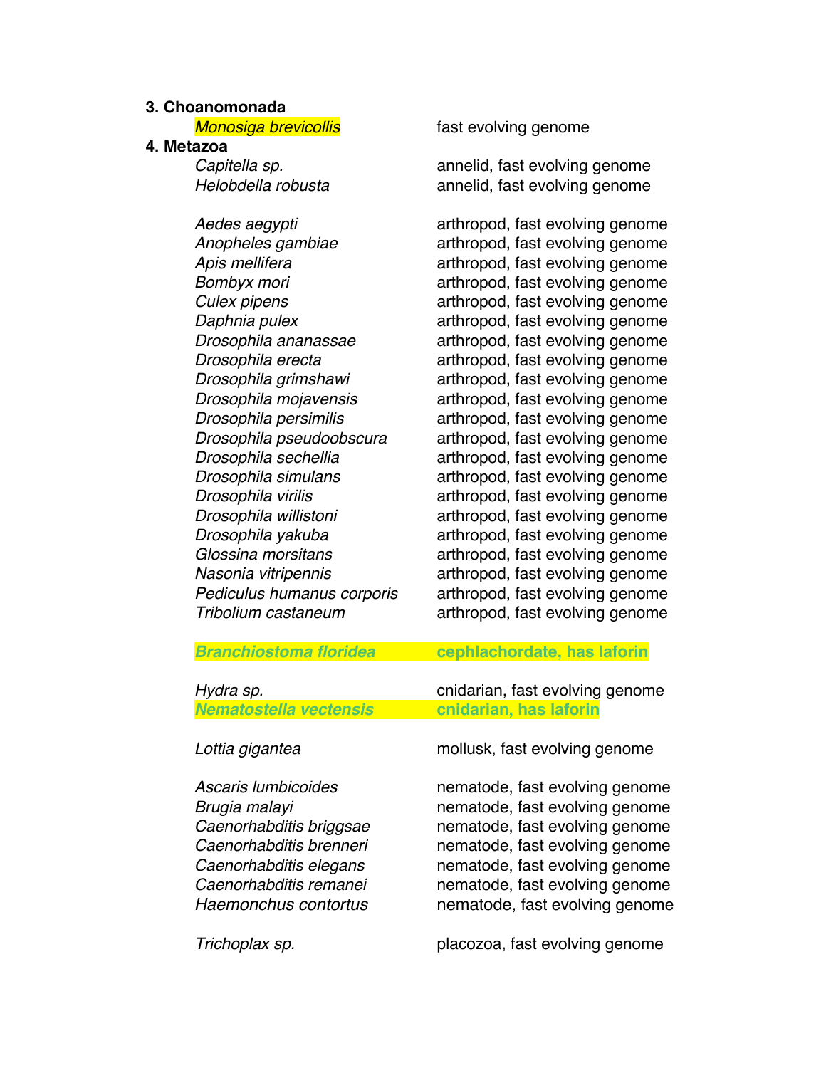**3. Choanomonada**

| | |
|---|---|
| *Monosiga brevicollis* | fast evolving genome |

**4. Metazoa**

| | |
|---|---|
| *Capitella sp.* | annelid, fast evolving genome |
| *Helobdella robusta* | annelid, fast evolving genome |
| | |
| *Aedes aegypti* | arthropod, fast evolving genome |
| *Anopheles gambiae* | arthropod, fast evolving genome |
| *Apis mellifera* | arthropod, fast evolving genome |
| *Bombyx mori* | arthropod, fast evolving genome |
| *Culex pipens* | arthropod, fast evolving genome |
| *Daphnia pulex* | arthropod, fast evolving genome |
| *Drosophila ananassae* | arthropod, fast evolving genome |
| *Drosophila erecta* | arthropod, fast evolving genome |
| *Drosophila grimshawi* | arthropod, fast evolving genome |
| *Drosophila mojavensis* | arthropod, fast evolving genome |
| *Drosophila persimilis* | arthropod, fast evolving genome |
| *Drosophila pseudoobscura* | arthropod, fast evolving genome |
| *Drosophila sechellia* | arthropod, fast evolving genome |
| *Drosophila simulans* | arthropod, fast evolving genome |
| *Drosophila virilis* | arthropod, fast evolving genome |
| *Drosophila willistoni* | arthropod, fast evolving genome |
| *Drosophila yakuba* | arthropod, fast evolving genome |
| *Glossina morsitans* | arthropod, fast evolving genome |
| *Nasonia vitripennis* | arthropod, fast evolving genome |
| *Pediculus humanus corporis* | arthropod, fast evolving genome |
| *Tribolium castaneum* | arthropod, fast evolving genome |
| | |
| ***Branchiostoma floridea*** | **cephlachordate, has laforin** |
| | |
| *Hydra sp.* | cnidarian, fast evolving genome |
| ***Nematostella vectensis*** | **cnidarian, has laforin** |
| | |
| *Lottia gigantea* | mollusk, fast evolving genome |
| | |
| *Ascaris lumbicoides* | nematode, fast evolving genome |
| *Brugia malayi* | nematode, fast evolving genome |
| *Caenorhabditis briggsae* | nematode, fast evolving genome |
| *Caenorhabditis brenneri* | nematode, fast evolving genome |
| *Caenorhabditis elegans* | nematode, fast evolving genome |
| *Caenorhabditis remanei* | nematode, fast evolving genome |
| *Haemonchus contortus* | nematode, fast evolving genome |
| | |
| *Trichoplax sp.* | placozoa, fast evolving genome |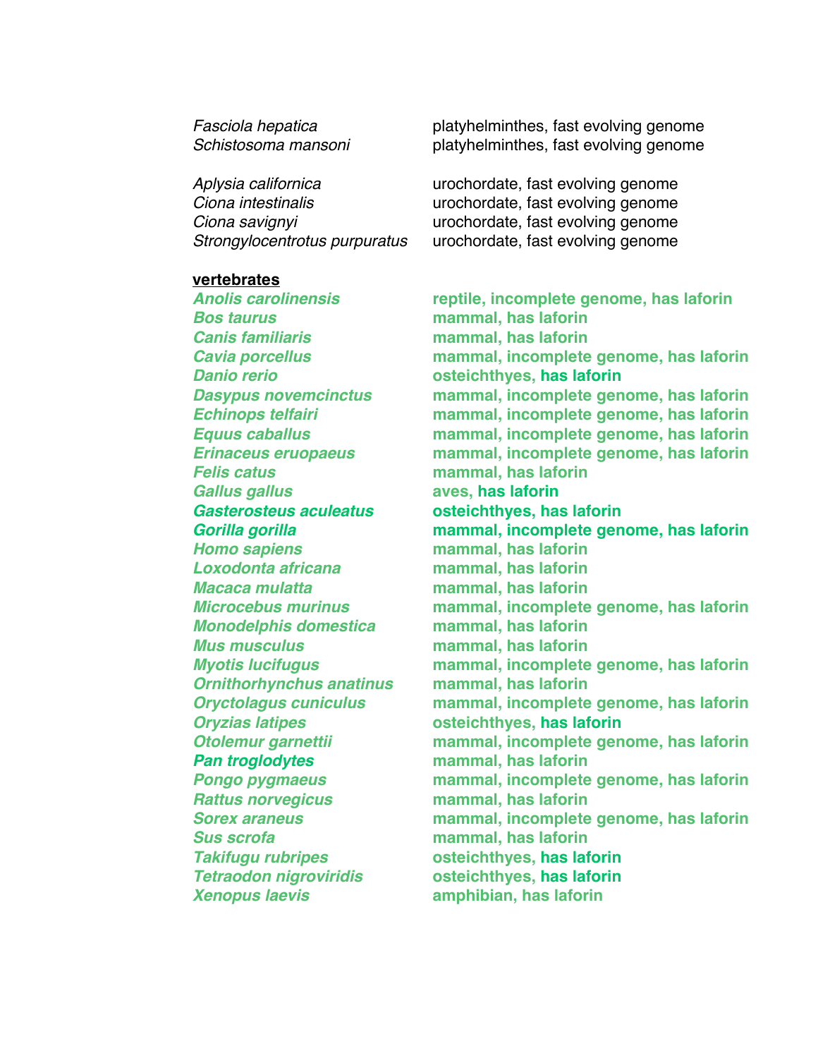*Fasciola hepatica* platyhelminthes, fast evolving genome
*Schistosoma mansoni* platyhelminthes, fast evolving genome

*Aplysia californica* urochordate, fast evolving genome
*Ciona intestinalis* urochordate, fast evolving genome
*Ciona savignyi* urochordate, fast evolving genome
*Strongylocentrotus purpuratus* urochordate, fast evolving genome

**vertebrates**

***Anolis carolinensis*** **reptile, incomplete genome, has laforin**
***Bos taurus*** **mammal, has laforin**
***Canis familiaris*** **mammal, has laforin**
***Cavia porcellus*** **mammal, incomplete genome, has laforin**
***Danio rerio*** **osteichthyes, has laforin**
***Dasypus novemcinctus*** **mammal, incomplete genome, has laforin**
***Echinops telfairi*** **mammal, incomplete genome, has laforin**
***Equus caballus*** **mammal, incomplete genome, has laforin**
***Erinaceus eruopaeus*** **mammal, incomplete genome, has laforin**
***Felis catus*** **mammal, has laforin**
***Gallus gallus*** **aves, has laforin**
***Gasterosteus aculeatus*** **osteichthyes, has laforin**
***Gorilla gorilla*** **mammal, incomplete genome, has laforin**
***Homo sapiens*** **mammal, has laforin**
***Loxodonta africana*** **mammal, has laforin**
***Macaca mulatta*** **mammal, has laforin**
***Microcebus murinus*** **mammal, incomplete genome, has laforin**
***Monodelphis domestica*** **mammal, has laforin**
***Mus musculus*** **mammal, has laforin**
***Myotis lucifugus*** **mammal, incomplete genome, has laforin**
***Ornithorhynchus anatinus*** **mammal, has laforin**
***Oryctolagus cuniculus*** **mammal, incomplete genome, has laforin**
***Oryzias latipes*** **osteichthyes, has laforin**
***Otolemur garnettii*** **mammal, incomplete genome, has laforin**
***Pan troglodytes*** **mammal, has laforin**
***Pongo pygmaeus*** **mammal, incomplete genome, has laforin**
***Rattus norvegicus*** **mammal, has laforin**
***Sorex araneus*** **mammal, incomplete genome, has laforin**
***Sus scrofa*** **mammal, has laforin**
***Takifugu rubripes*** **osteichthyes, has laforin**
***Tetraodon nigroviridis*** **osteichthyes, has laforin**
***Xenopus laevis*** **amphibian, has laforin**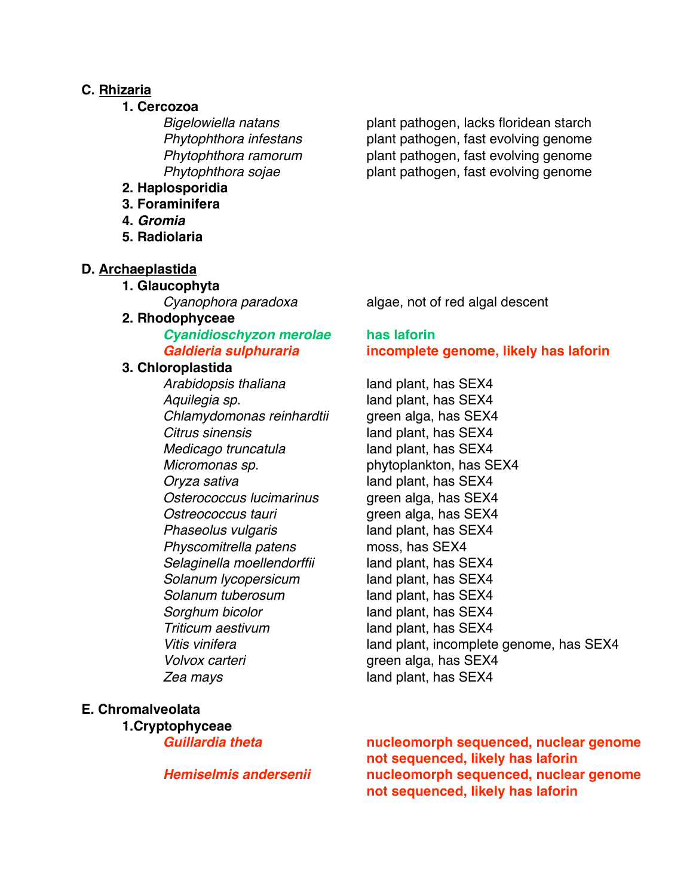**C. <u>Rhizaria</u>**

**1. Cercozoa**

| | |
|---|---|
| *Bigelowiella natans* | plant pathogen, lacks floridean starch |
| *Phytophthora infestans* | plant pathogen, fast evolving genome |
| *Phytophthora ramorum* | plant pathogen, fast evolving genome |
| *Phytophthora sojae* | plant pathogen, fast evolving genome |

**2. Haplosporidia**

**3. Foraminifera**

**4. *Gromia***

**5. Radiolaria**

**D. <u>Archaeplastida</u>**

**1. Glaucophyta**

| | |
|---|---|
| *Cyanophora paradoxa* | algae, not of red algal descent |

**2. Rhodophyceae**

| | |
|---|---|
| ***Cyanidioschyzon merolae*** | **has laforin** |
| ***Galdieria sulphuraria*** | **incomplete genome, likely has laforin** |

**3. Chloroplastida**

| | |
|---|---|
| *Arabidopsis thaliana* | land plant, has SEX4 |
| *Aquilegia sp.* | land plant, has SEX4 |
| *Chlamydomonas reinhardtii* | green alga, has SEX4 |
| *Citrus sinensis* | land plant, has SEX4 |
| *Medicago truncatula* | land plant, has SEX4 |
| *Micromonas sp.* | phytoplankton, has SEX4 |
| *Oryza sativa* | land plant, has SEX4 |
| *Osterococcus lucimarinus* | green alga, has SEX4 |
| *Ostreococcus tauri* | green alga, has SEX4 |
| *Phaseolus vulgaris* | land plant, has SEX4 |
| *Physcomitrella patens* | moss, has SEX4 |
| *Selaginella moellendorffii* | land plant, has SEX4 |
| *Solanum lycopersicum* | land plant, has SEX4 |
| *Solanum tuberosum* | land plant, has SEX4 |
| *Sorghum bicolor* | land plant, has SEX4 |
| *Triticum aestivum* | land plant, has SEX4 |
| *Vitis vinifera* | land plant, incomplete genome, has SEX4 |
| *Volvox carteri* | green alga, has SEX4 |
| *Zea mays* | land plant, has SEX4 |

**E. Chromalveolata**

**1.Cryptophyceae**

| | |
|---|---|
| ***Guillardia theta*** | **nucleomorph sequenced, nuclear genome not sequenced, likely has laforin** |
| ***Hemiselmis andersenii*** | **nucleomorph sequenced, nuclear genome not sequenced, likely has laforin** |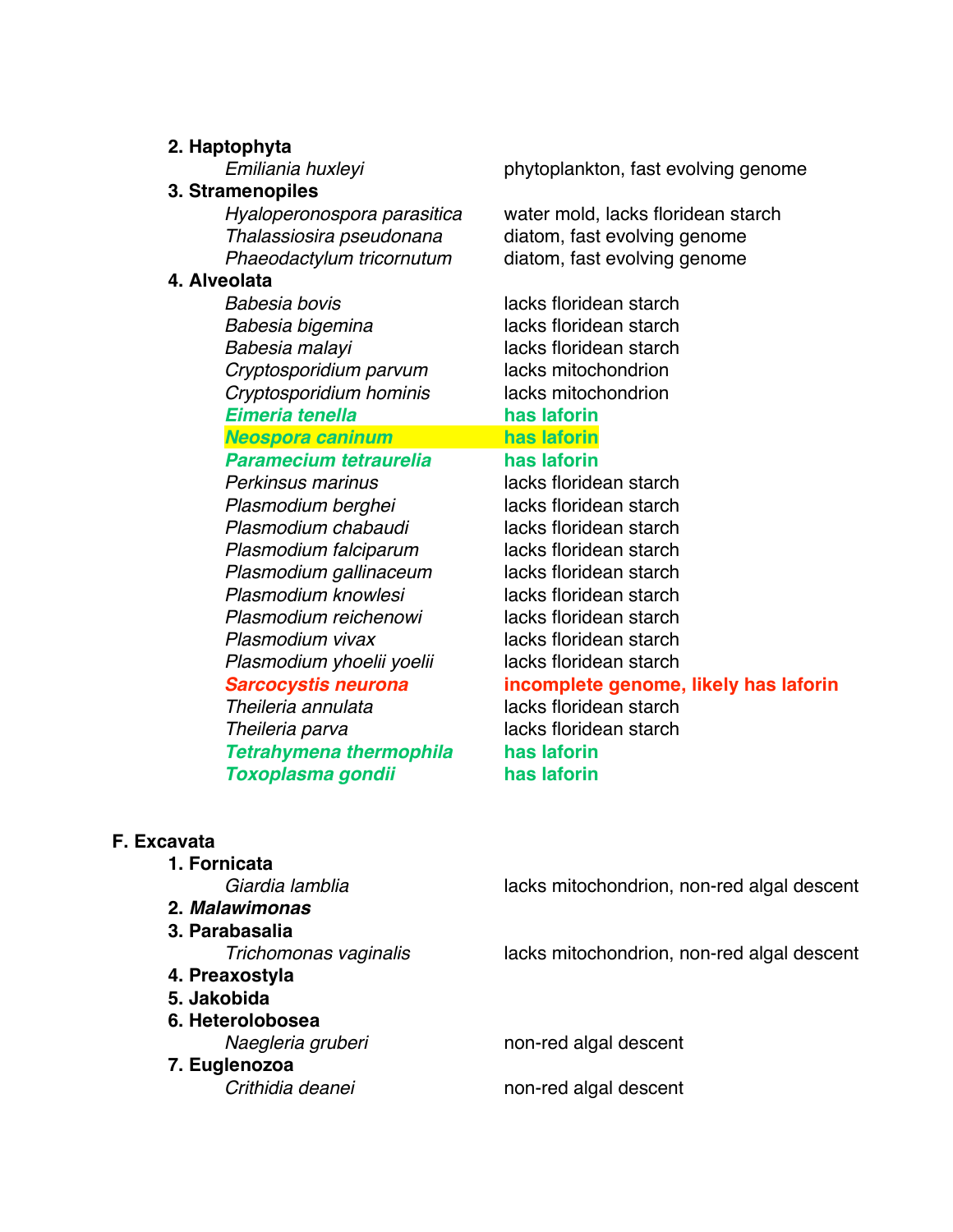**2. Haptophyta**

| | |
|---|---|
| *Emiliania huxleyi* | phytoplankton, fast evolving genome |

**3. Stramenopiles**

| | |
|---|---|
| *Hyaloperonospora parasitica* | water mold, lacks floridean starch |
| *Thalassiosira pseudonana* | diatom, fast evolving genome |
| *Phaeodactylum tricornutum* | diatom, fast evolving genome |

**4. Alveolata**

| | |
|---|---|
| *Babesia bovis* | lacks floridean starch |
| *Babesia bigemina* | lacks floridean starch |
| *Babesia malayi* | lacks floridean starch |
| *Cryptosporidium parvum* | lacks mitochondrion |
| *Cryptosporidium hominis* | lacks mitochondrion |
| ***Eimeria tenella*** | **has laforin** |
| ***Neospora caninum*** | **has laforin** |
| ***Paramecium tetraurelia*** | **has laforin** |
| *Perkinsus marinus* | lacks floridean starch |
| *Plasmodium berghei* | lacks floridean starch |
| *Plasmodium chabaudi* | lacks floridean starch |
| *Plasmodium falciparum* | lacks floridean starch |
| *Plasmodium gallinaceum* | lacks floridean starch |
| *Plasmodium knowlesi* | lacks floridean starch |
| *Plasmodium reichenowi* | lacks floridean starch |
| *Plasmodium vivax* | lacks floridean starch |
| *Plasmodium yhoelii yoelii* | lacks floridean starch |
| ***Sarcocystis neurona*** | **incomplete genome, likely has laforin** |
| *Theileria annulata* | lacks floridean starch |
| *Theileria parva* | lacks floridean starch |
| ***Tetrahymena thermophila*** | **has laforin** |
| ***Toxoplasma gondii*** | **has laforin** |

## F. Excavata

**1. Fornicata**

| | |
|---|---|
| *Giardia lamblia* | lacks mitochondrion, non-red algal descent |

**2. *Malawimonas***

**3. Parabasalia**

| | |
|---|---|
| *Trichomonas vaginalis* | lacks mitochondrion, non-red algal descent |

**4. Preaxostyla**

**5. Jakobida**

**6. Heterolobosea**

| | |
|---|---|
| *Naegleria gruberi* | non-red algal descent |

**7. Euglenozoa**

| | |
|---|---|
| *Crithidia deanei* | non-red algal descent |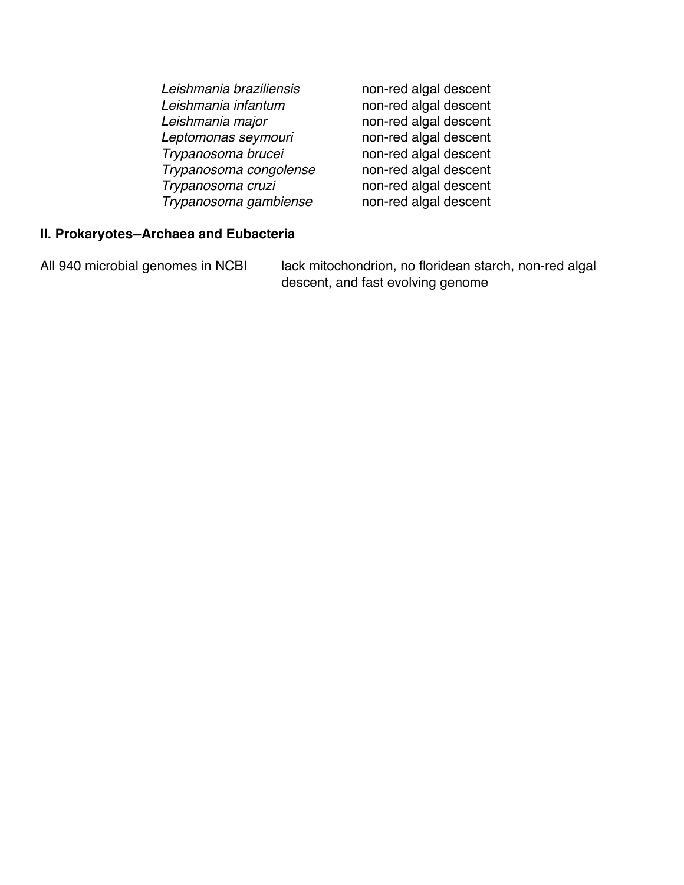| | |
|---|---|
| *Leishmania braziliensis* | non-red algal descent |
| *Leishmania infantum* | non-red algal descent |
| *Leishmania major* | non-red algal descent |
| *Leptomonas seymouri* | non-red algal descent |
| *Trypanosoma brucei* | non-red algal descent |
| *Trypanosoma congolense* | non-red algal descent |
| *Trypanosoma cruzi* | non-red algal descent |
| *Trypanosoma gambiense* | non-red algal descent |

## II. Prokaryotes--Archaea and Eubacteria

| | |
|---|---|
| All 940 microbial genomes in NCBI | lack mitochondrion, no floridean starch, non-red algal descent, and fast evolving genome |